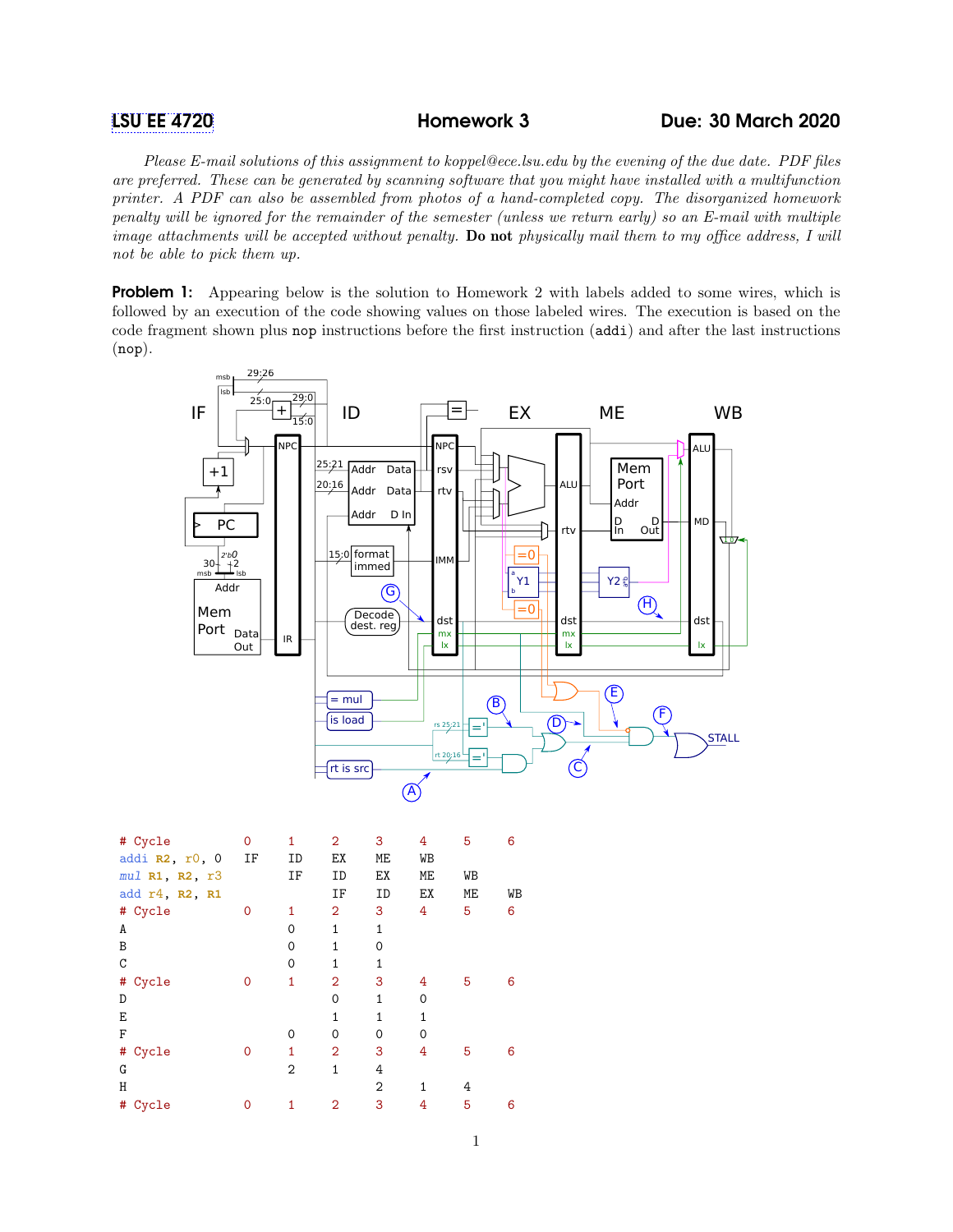**LSU EE 4720** **Homework 3** **Due: 30 March 2020**

*Please E-mail solutions of this assignment to koppel@ece.lsu.edu by the evening of the due date. PDF files are preferred. These can be generated by scanning software that you might have installed with a multifunction printer. A PDF can also be assembled from photos of a hand-completed copy. The disorganized homework penalty will be ignored for the remainder of the semester (unless we return early) so an E-mail with multiple image attachments will be accepted without penalty.* **Do not** *physically mail them to my office address, I will not be able to pick them up.*

**Problem 1:** Appearing below is the solution to Homework 2 with labels added to some wires, which is followed by an execution of the code showing values on those labeled wires. The execution is based on the code fragment shown plus `nop` instructions before the first instruction (`addi`) and after the last instructions (`nop`).

```
# Cycle          0    1    2    3    4    5    6
addi R2, r0, 0   IF   ID   EX   ME   WB
mul R1, R2, r3        IF   ID   EX   ME   WB
add r4, R2, R1             IF   ID   EX   ME   WB
# Cycle          0    1    2    3    4    5    6
A                     0    1    1
B                     0    1    0
C                     0    1    1
# Cycle          0    1    2    3    4    5    6
D                          0    1    0
E                          1    1    1
F                     0    0    0    0
# Cycle          0    1    2    3    4    5    6
G                     2    1    4
H                               2    1    4
# Cycle          0    1    2    3    4    5    6
```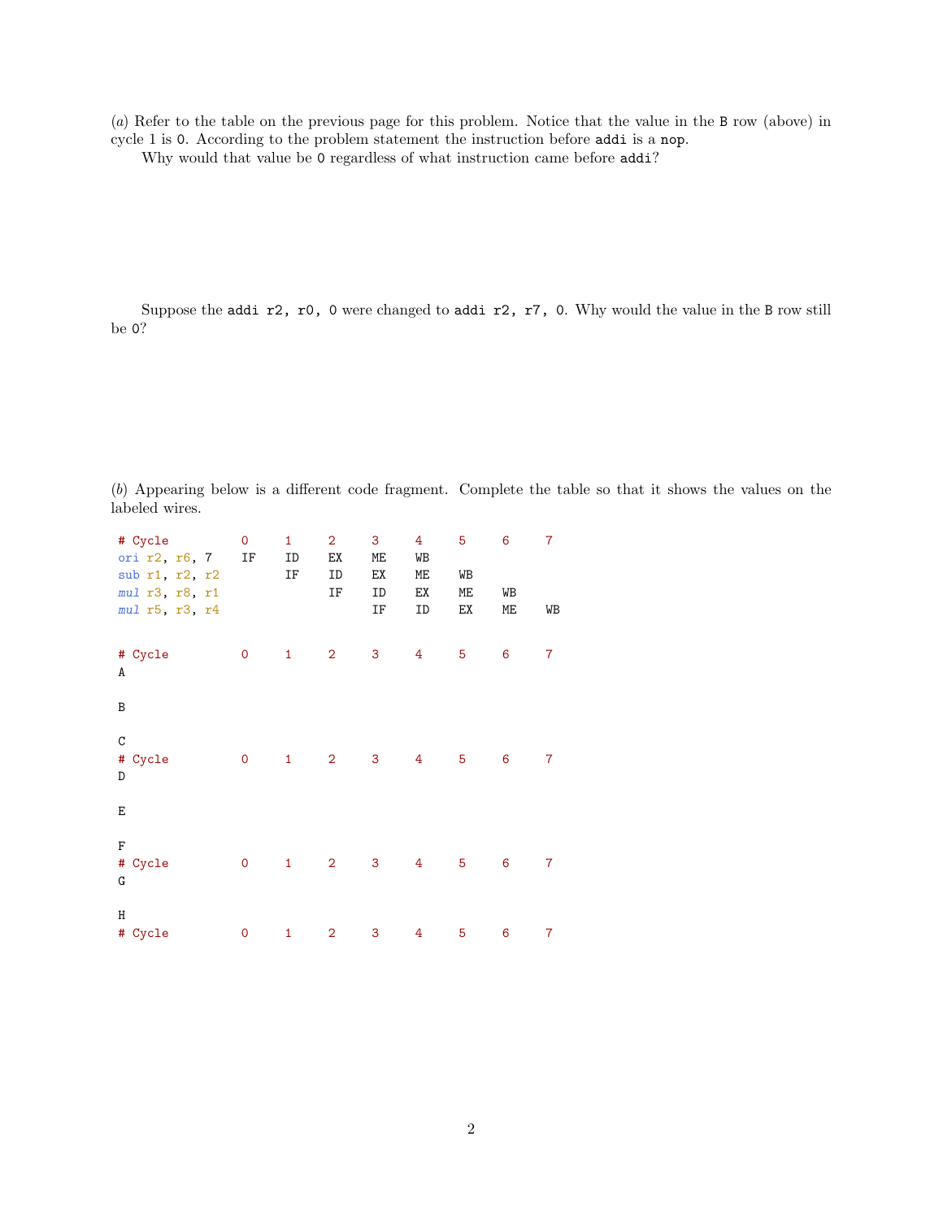(*a*) Refer to the table on the previous page for this problem. Notice that the value in the B row (above) in cycle 1 is 0. According to the problem statement the instruction before addi is a nop.

Why would that value be 0 regardless of what instruction came before addi?

Suppose the addi r2, r0, 0 were changed to addi r2, r7, 0. Why would the value in the B row still be 0?

(*b*) Appearing below is a different code fragment. Complete the table so that it shows the values on the labeled wires.

```
# Cycle          0     1     2     3     4     5     6     7
ori r2, r6, 7    IF    ID    EX    ME    WB
sub r1, r2, r2         IF    ID    EX    ME    WB
mul r3, r8, r1               IF    ID    EX    ME    WB
mul r5, r3, r4                     IF    ID    EX    ME    WB

# Cycle          0     1     2     3     4     5     6     7
A

B

C
# Cycle          0     1     2     3     4     5     6     7
D

E

F
# Cycle          0     1     2     3     4     5     6     7
G

H
# Cycle          0     1     2     3     4     5     6     7
```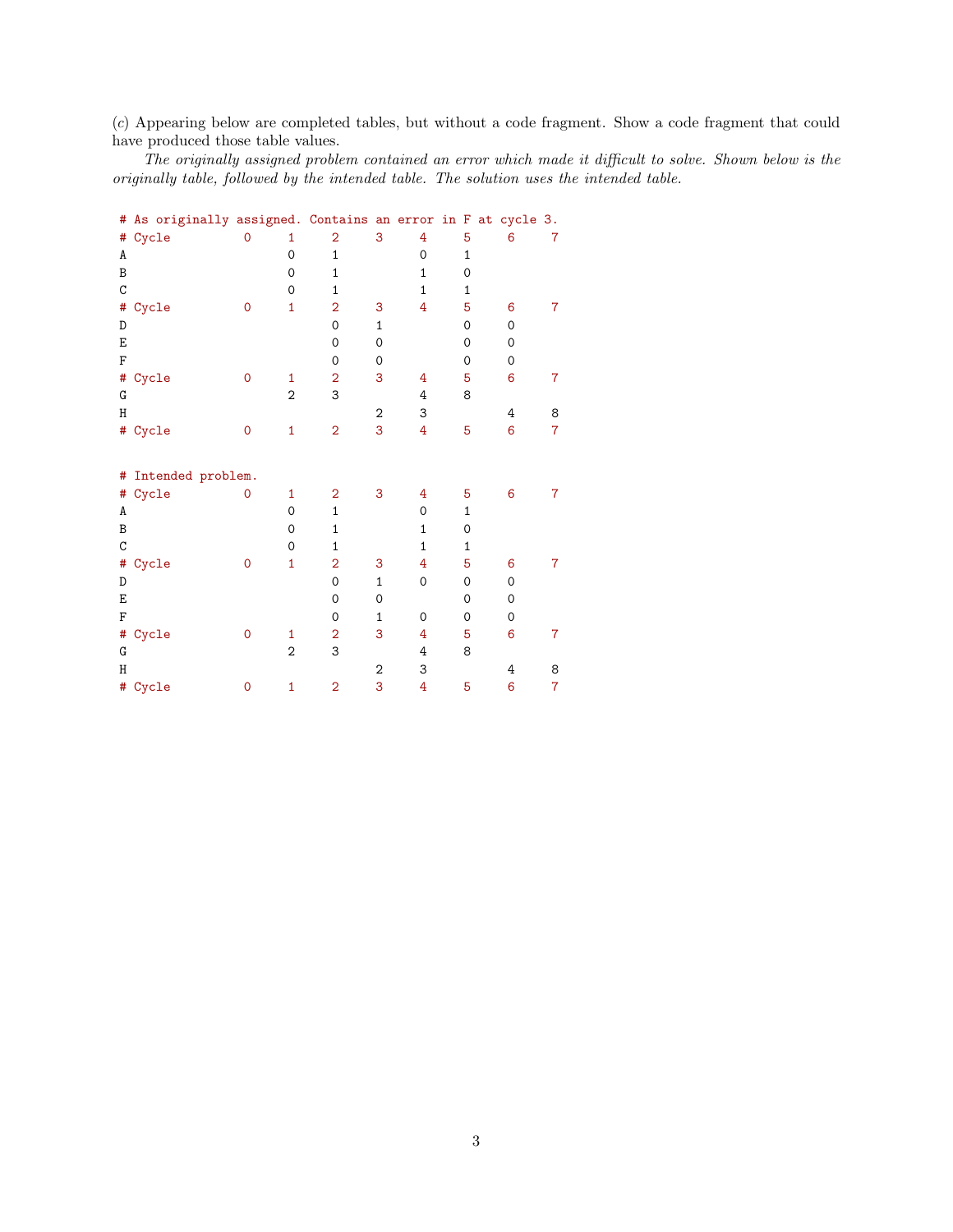(*c*) Appearing below are completed tables, but without a code fragment. Show a code fragment that could have produced those table values.

*The originally assigned problem contained an error which made it difficult to solve. Shown below is the originally table, followed by the intended table. The solution uses the intended table.*

```
# As originally assigned. Contains an error in F at cycle 3.
# Cycle          0     1     2     3     4     5     6     7
A                      0     1           0     1
B                      0     1           1     0
C                      0     1           1     1
# Cycle          0     1     2     3     4     5     6     7
D                            0     1           0     0
E                            0     0           0     0
F                            0     0           0     0
# Cycle          0     1     2     3     4     5     6     7
G                      2     3           4     8
H                                  2     3           4     8
# Cycle          0     1     2     3     4     5     6     7


# Intended problem.
# Cycle          0     1     2     3     4     5     6     7
A                      0     1           0     1
B                      0     1           1     0
C                      0     1           1     1
# Cycle          0     1     2     3     4     5     6     7
D                            0     1     0     0     0
E                            0     0           0     0
F                            0     1     0     0     0
# Cycle          0     1     2     3     4     5     6     7
G                      2     3           4     8
H                                  2     3           4     8
# Cycle          0     1     2     3     4     5     6     7
```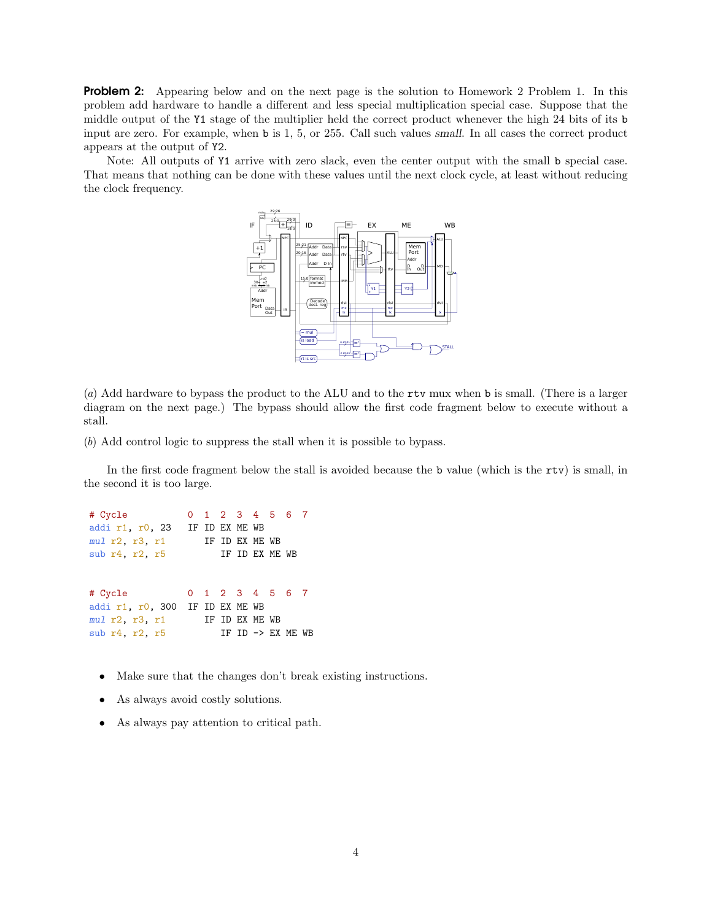**Problem 2:** Appearing below and on the next page is the solution to Homework 2 Problem 1. In this problem add hardware to handle a different and less special multiplication special case. Suppose that the middle output of the `Y1` stage of the multiplier held the correct product whenever the high 24 bits of its `b` input are zero. For example, when `b` is 1, 5, or 255. Call such values *small*. In all cases the correct product appears at the output of `Y2`.

Note: All outputs of `Y1` arrive with zero slack, even the center output with the small `b` special case. That means that nothing can be done with these values until the next clock cycle, at least without reducing the clock frequency.

(*a*) Add hardware to bypass the product to the ALU and to the `rtv` mux when `b` is small. (There is a larger diagram on the next page.) The bypass should allow the first code fragment below to execute without a stall.

(*b*) Add control logic to suppress the stall when it is possible to bypass.

In the first code fragment below the stall is avoided because the `b` value (which is the `rtv`) is small, in the second it is too large.

```
# Cycle           0  1  2  3  4  5  6  7
addi r1, r0, 23   IF ID EX ME WB
mul r2, r3, r1       IF ID EX ME WB
sub r4, r2, r5          IF ID EX ME WB
```

```
# Cycle           0  1  2  3  4  5  6  7
addi r1, r0, 300  IF ID EX ME WB
mul r2, r3, r1       IF ID EX ME WB
sub r4, r2, r5          IF ID -> EX ME WB
```

- Make sure that the changes don't break existing instructions.
- As always avoid costly solutions.
- As always pay attention to critical path.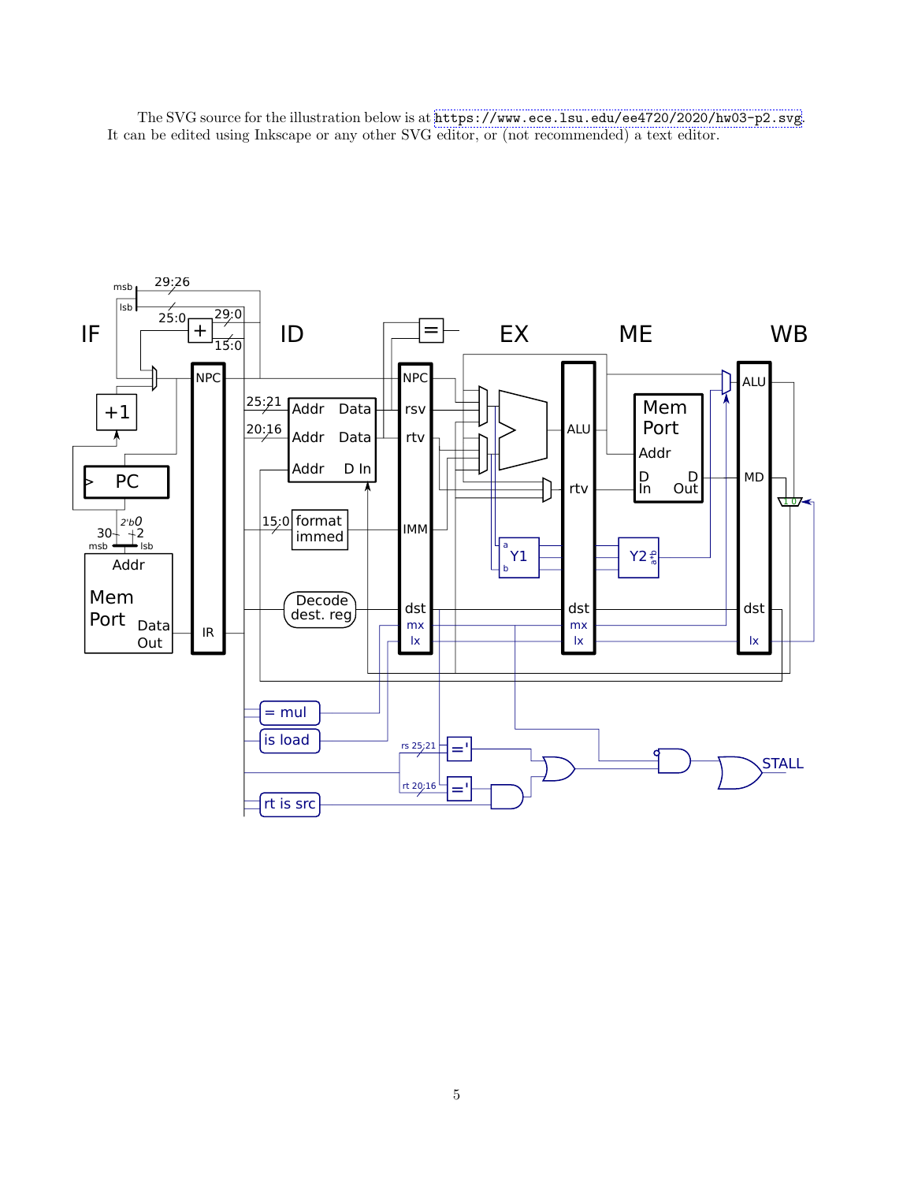The SVG source for the illustration below is at https://www.ece.lsu.edu/ee4720/2020/hw03-p2.svg. It can be edited using Inkscape or any other SVG editor, or (not recommended) a text editor.

IF
ID
EX
ME
WB
msb
lsb
29:26
25:0
29:0
15:0
+
NPC
+1
PC
30
2'b0
2
msb
lsb
Addr
Mem
Port
Data
Out
IR
25:21
20:16
Addr
Data
Addr
Data
Addr
D In
15:0
format
immed
Decode
dest. reg
=
NPC
rsv
rtv
IMM
dst
mx
lx
ALU
rtv
dst
mx
lx
Y1
a
b
Y2
Mem
Port
Addr
D
In
D
Out
ALU
MD
dst
lx
1 0
= mul
is load
rt is src
rs 25:21
rt 20:16
='
='
STALL